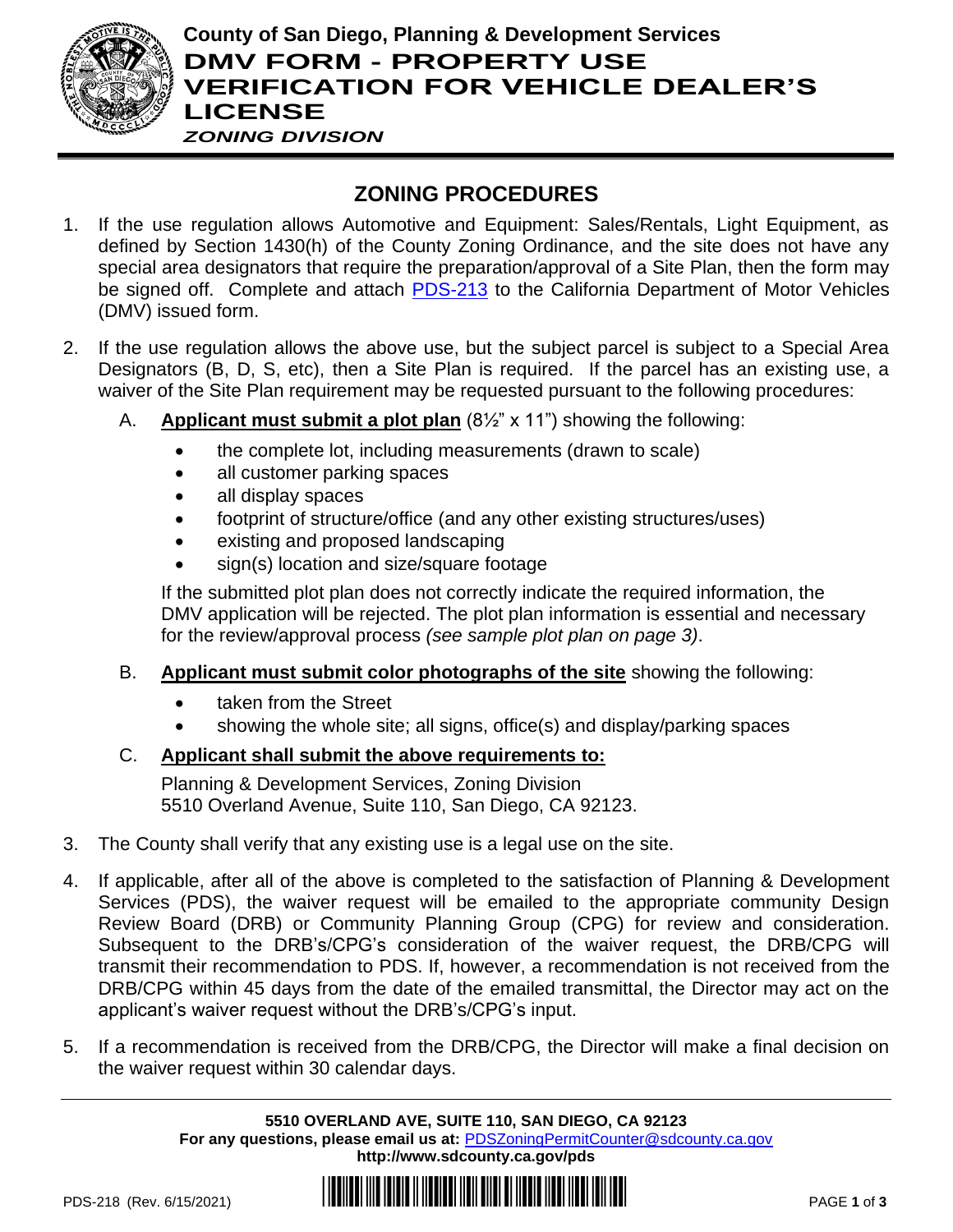**County of San Diego, Planning & Development Services**

# DMV FORM - PROPERTY USE VERIFICATION FOR VEHICLE DEALER'S LICENSE

***ZONING DIVISION***

## ZONING PROCEDURES

1. If the use regulation allows Automotive and Equipment: Sales/Rentals, Light Equipment, as defined by Section 1430(h) of the County Zoning Ordinance, and the site does not have any special area designators that require the preparation/approval of a Site Plan, then the form may be signed off. Complete and attach PDS-213 to the California Department of Motor Vehicles (DMV) issued form.

2. If the use regulation allows the above use, but the subject parcel is subject to a Special Area Designators (B, D, S, etc), then a Site Plan is required. If the parcel has an existing use, a waiver of the Site Plan requirement may be requested pursuant to the following procedures:

   A. **Applicant must submit a plot plan** (8½" x 11") showing the following:
      - the complete lot, including measurements (drawn to scale)
      - all customer parking spaces
      - all display spaces
      - footprint of structure/office (and any other existing structures/uses)
      - existing and proposed landscaping
      - sign(s) location and size/square footage

      If the submitted plot plan does not correctly indicate the required information, the DMV application will be rejected. The plot plan information is essential and necessary for the review/approval process *(see sample plot plan on page 3)*.

   B. **Applicant must submit color photographs of the site** showing the following:
      - taken from the Street
      - showing the whole site; all signs, office(s) and display/parking spaces

   C. **Applicant shall submit the above requirements to:**

      Planning & Development Services, Zoning Division
      5510 Overland Avenue, Suite 110, San Diego, CA 92123.

3. The County shall verify that any existing use is a legal use on the site.

4. If applicable, after all of the above is completed to the satisfaction of Planning & Development Services (PDS), the waiver request will be emailed to the appropriate community Design Review Board (DRB) or Community Planning Group (CPG) for review and consideration. Subsequent to the DRB's/CPG's consideration of the waiver request, the DRB/CPG will transmit their recommendation to PDS. If, however, a recommendation is not received from the DRB/CPG within 45 days from the date of the emailed transmittal, the Director may act on the applicant's waiver request without the DRB's/CPG's input.

5. If a recommendation is received from the DRB/CPG, the Director will make a final decision on the waiver request within 30 calendar days.

**5510 OVERLAND AVE, SUITE 110, SAN DIEGO, CA 92123**
**For any questions, please email us at:** PDSZoningPermitCounter@sdcounty.ca.gov
**http://www.sdcounty.ca.gov/pds**

PDS-218 (Rev. 6/15/2021)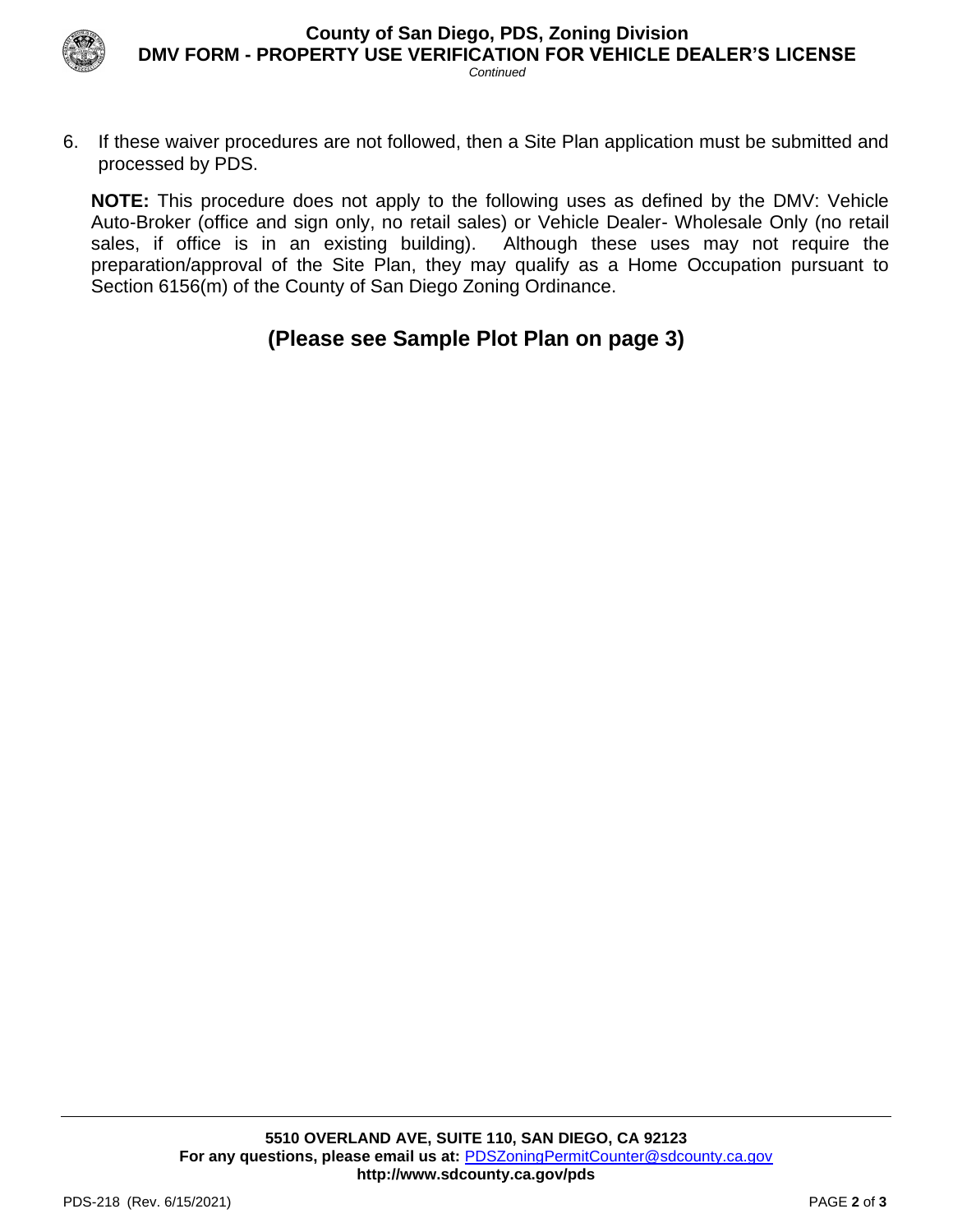6. If these waiver procedures are not followed, then a Site Plan application must be submitted and processed by PDS.

**NOTE:** This procedure does not apply to the following uses as defined by the DMV: Vehicle Auto-Broker (office and sign only, no retail sales) or Vehicle Dealer- Wholesale Only (no retail sales, if office is in an existing building). Although these uses may not require the preparation/approval of the Site Plan, they may qualify as a Home Occupation pursuant to Section 6156(m) of the County of San Diego Zoning Ordinance.

## (Please see Sample Plot Plan on page 3)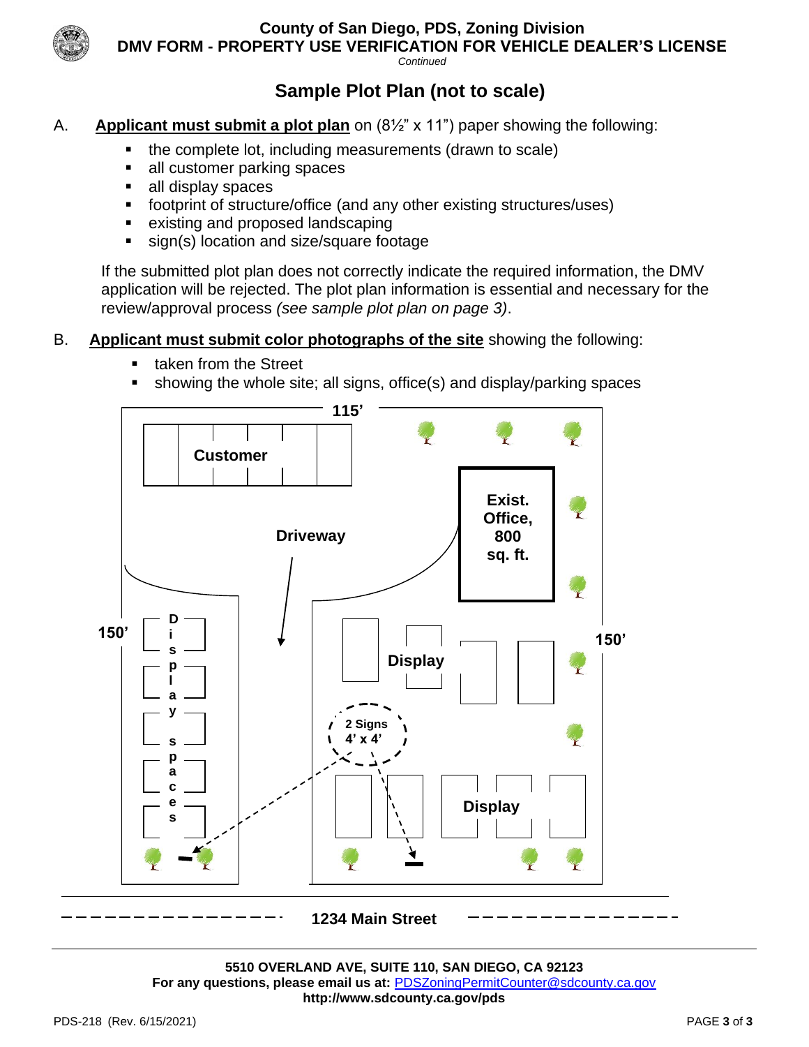**County of San Diego, PDS, Zoning Division**
**DMV FORM - PROPERTY USE VERIFICATION FOR VEHICLE DEALER'S LICENSE**
*Continued*

## Sample Plot Plan (not to scale)

A. **Applicant must submit a plot plan** on (8½" x 11") paper showing the following:

- the complete lot, including measurements (drawn to scale)
- all customer parking spaces
- all display spaces
- footprint of structure/office (and any other existing structures/uses)
- existing and proposed landscaping
- sign(s) location and size/square footage

If the submitted plot plan does not correctly indicate the required information, the DMV application will be rejected. The plot plan information is essential and necessary for the review/approval process *(see sample plot plan on page 3)*.

B. **Applicant must submit color photographs of the site** showing the following:

- taken from the Street
- showing the whole site; all signs, office(s) and display/parking spaces

115'
Customer
Exist. Office, 800 sq. ft.
Driveway
150'
Display spaces
Display
150'
2 Signs 4' x 4'
Display
1234 Main Street

**5510 OVERLAND AVE, SUITE 110, SAN DIEGO, CA 92123**
**For any questions, please email us at:** PDSZoningPermitCounter@sdcounty.ca.gov
**http://www.sdcounty.ca.gov/pds**

PDS-218 (Rev. 6/15/2021)